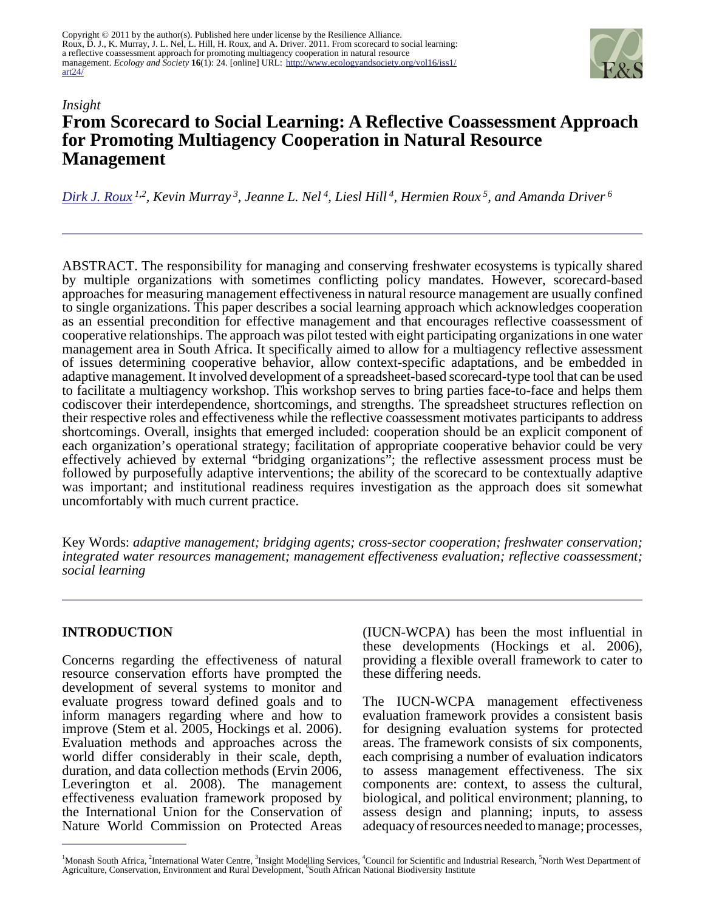Copyright © 2011 by the author(s). Published here under license by the Resilience Alliance.
Roux, D. J., K. Murray, J. L. Nel, L. Hill, H. Roux, and A. Driver. 2011. From scorecard to social learning: a reflective coassessment approach for promoting multiagency cooperation in natural resource management. *Ecology and Society* **16**(1): 24. [online] URL: http://www.ecologyandsociety.org/vol16/iss1/art24/

*Insight*

# From Scorecard to Social Learning: A Reflective Coassessment Approach for Promoting Multiagency Cooperation in Natural Resource Management

*Dirk J. Roux [1,2], Kevin Murray [3], Jeanne L. Nel [4], Liesl Hill [4], Hermien Roux [5], and Amanda Driver [6]*

ABSTRACT. The responsibility for managing and conserving freshwater ecosystems is typically shared by multiple organizations with sometimes conflicting policy mandates. However, scorecard-based approaches for measuring management effectiveness in natural resource management are usually confined to single organizations. This paper describes a social learning approach which acknowledges cooperation as an essential precondition for effective management and that encourages reflective coassessment of cooperative relationships. The approach was pilot tested with eight participating organizations in one water management area in South Africa. It specifically aimed to allow for a multiagency reflective assessment of issues determining cooperative behavior, allow context-specific adaptations, and be embedded in adaptive management. It involved development of a spreadsheet-based scorecard-type tool that can be used to facilitate a multiagency workshop. This workshop serves to bring parties face-to-face and helps them codiscover their interdependence, shortcomings, and strengths. The spreadsheet structures reflection on their respective roles and effectiveness while the reflective coassessment motivates participants to address shortcomings. Overall, insights that emerged included: cooperation should be an explicit component of each organization's operational strategy; facilitation of appropriate cooperative behavior could be very effectively achieved by external "bridging organizations"; the reflective assessment process must be followed by purposefully adaptive interventions; the ability of the scorecard to be contextually adaptive was important; and institutional readiness requires investigation as the approach does sit somewhat uncomfortably with much current practice.

Key Words: *adaptive management; bridging agents; cross-sector cooperation; freshwater conservation; integrated water resources management; management effectiveness evaluation; reflective coassessment; social learning*

## INTRODUCTION

Concerns regarding the effectiveness of natural resource conservation efforts have prompted the development of several systems to monitor and evaluate progress toward defined goals and to inform managers regarding where and how to improve (Stem et al. 2005, Hockings et al. 2006). Evaluation methods and approaches across the world differ considerably in their scale, depth, duration, and data collection methods (Ervin 2006, Leverington et al. 2008). The management effectiveness evaluation framework proposed by the International Union for the Conservation of Nature World Commission on Protected Areas (IUCN-WCPA) has been the most influential in these developments (Hockings et al. 2006), providing a flexible overall framework to cater to these differing needs.

The IUCN-WCPA management effectiveness evaluation framework provides a consistent basis for designing evaluation systems for protected areas. The framework consists of six components, each comprising a number of evaluation indicators to assess management effectiveness. The six components are: context, to assess the cultural, biological, and political environment; planning, to assess design and planning; inputs, to assess adequacy of resources needed to manage; processes,

[1] Monash South Africa, [2] International Water Centre, [3] Insight Modelling Services, [4] Council for Scientific and Industrial Research, [5] North West Department of Agriculture, Conservation, Environment and Rural Development, [6] South African National Biodiversity Institute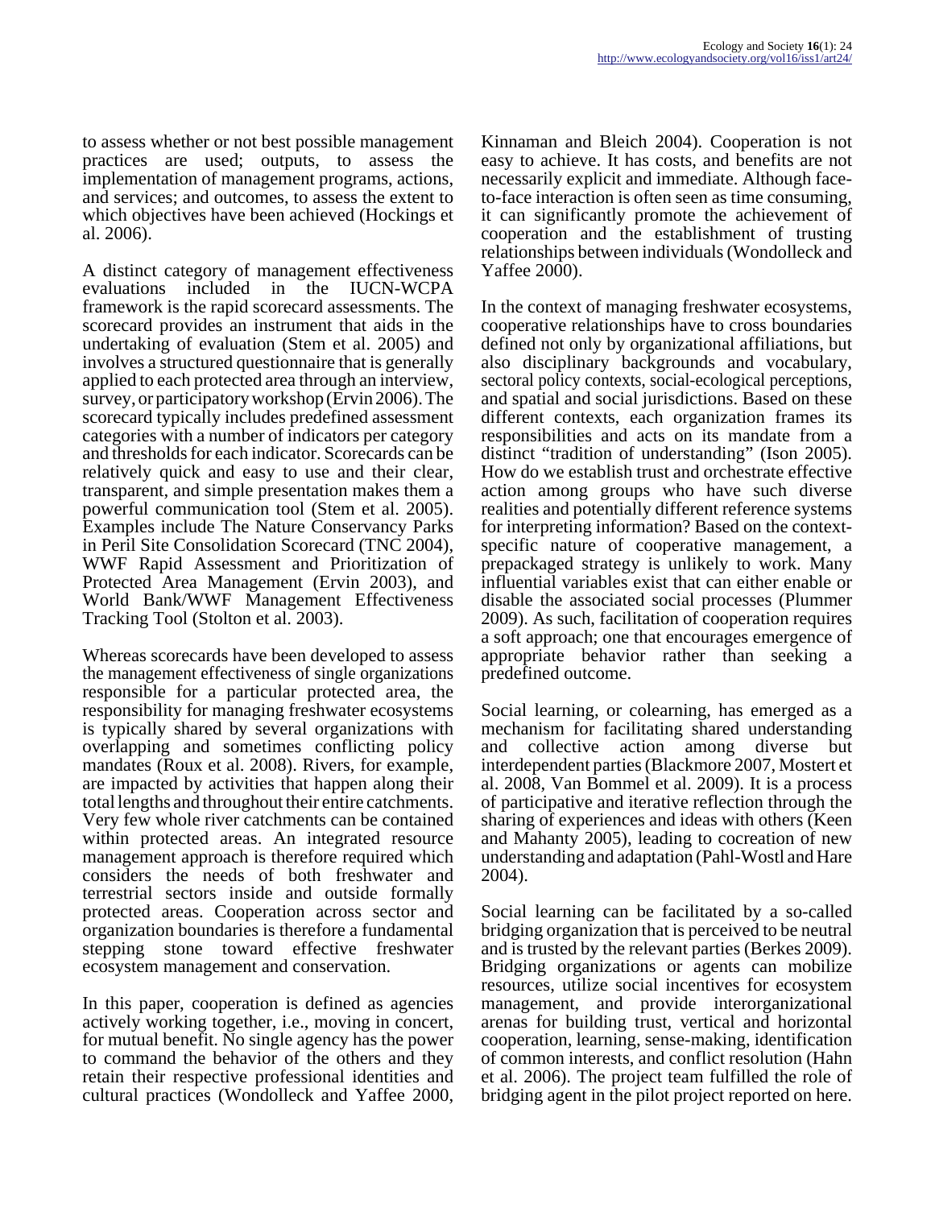to assess whether or not best possible management practices are used; outputs, to assess the implementation of management programs, actions, and services; and outcomes, to assess the extent to which objectives have been achieved (Hockings et al. 2006).

A distinct category of management effectiveness evaluations included in the IUCN-WCPA framework is the rapid scorecard assessments. The scorecard provides an instrument that aids in the undertaking of evaluation (Stem et al. 2005) and involves a structured questionnaire that is generally applied to each protected area through an interview, survey, or participatory workshop (Ervin 2006). The scorecard typically includes predefined assessment categories with a number of indicators per category and thresholds for each indicator. Scorecards can be relatively quick and easy to use and their clear, transparent, and simple presentation makes them a powerful communication tool (Stem et al. 2005). Examples include The Nature Conservancy Parks in Peril Site Consolidation Scorecard (TNC 2004), WWF Rapid Assessment and Prioritization of Protected Area Management (Ervin 2003), and World Bank/WWF Management Effectiveness Tracking Tool (Stolton et al. 2003).

Whereas scorecards have been developed to assess the management effectiveness of single organizations responsible for a particular protected area, the responsibility for managing freshwater ecosystems is typically shared by several organizations with overlapping and sometimes conflicting policy mandates (Roux et al. 2008). Rivers, for example, are impacted by activities that happen along their total lengths and throughout their entire catchments. Very few whole river catchments can be contained within protected areas. An integrated resource management approach is therefore required which considers the needs of both freshwater and terrestrial sectors inside and outside formally protected areas. Cooperation across sector and organization boundaries is therefore a fundamental stepping stone toward effective freshwater ecosystem management and conservation.

In this paper, cooperation is defined as agencies actively working together, i.e., moving in concert, for mutual benefit. No single agency has the power to command the behavior of the others and they retain their respective professional identities and cultural practices (Wondolleck and Yaffee 2000, Kinnaman and Bleich 2004). Cooperation is not easy to achieve. It has costs, and benefits are not necessarily explicit and immediate. Although face-to-face interaction is often seen as time consuming, it can significantly promote the achievement of cooperation and the establishment of trusting relationships between individuals (Wondolleck and Yaffee 2000).

In the context of managing freshwater ecosystems, cooperative relationships have to cross boundaries defined not only by organizational affiliations, but also disciplinary backgrounds and vocabulary, sectoral policy contexts, social-ecological perceptions, and spatial and social jurisdictions. Based on these different contexts, each organization frames its responsibilities and acts on its mandate from a distinct "tradition of understanding" (Ison 2005). How do we establish trust and orchestrate effective action among groups who have such diverse realities and potentially different reference systems for interpreting information? Based on the context-specific nature of cooperative management, a prepackaged strategy is unlikely to work. Many influential variables exist that can either enable or disable the associated social processes (Plummer 2009). As such, facilitation of cooperation requires a soft approach; one that encourages emergence of appropriate behavior rather than seeking a predefined outcome.

Social learning, or colearning, has emerged as a mechanism for facilitating shared understanding and collective action among diverse but interdependent parties (Blackmore 2007, Mostert et al. 2008, Van Bommel et al. 2009). It is a process of participative and iterative reflection through the sharing of experiences and ideas with others (Keen and Mahanty 2005), leading to cocreation of new understanding and adaptation (Pahl-Wostl and Hare 2004).

Social learning can be facilitated by a so-called bridging organization that is perceived to be neutral and is trusted by the relevant parties (Berkes 2009). Bridging organizations or agents can mobilize resources, utilize social incentives for ecosystem management, and provide interorganizational arenas for building trust, vertical and horizontal cooperation, learning, sense-making, identification of common interests, and conflict resolution (Hahn et al. 2006). The project team fulfilled the role of bridging agent in the pilot project reported on here.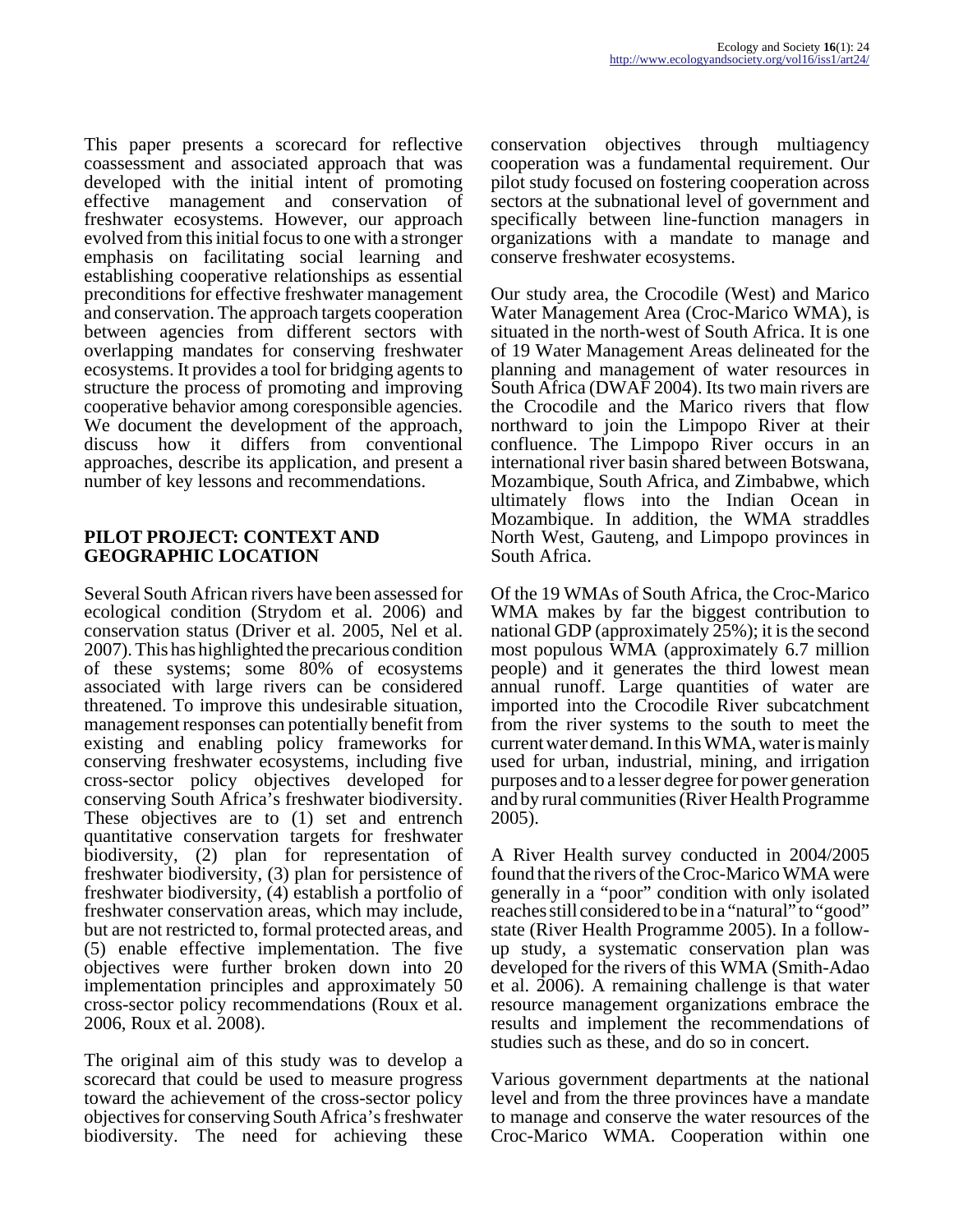This paper presents a scorecard for reflective coassessment and associated approach that was developed with the initial intent of promoting effective management and conservation of freshwater ecosystems. However, our approach evolved from this initial focus to one with a stronger emphasis on facilitating social learning and establishing cooperative relationships as essential preconditions for effective freshwater management and conservation. The approach targets cooperation between agencies from different sectors with overlapping mandates for conserving freshwater ecosystems. It provides a tool for bridging agents to structure the process of promoting and improving cooperative behavior among coresponsible agencies. We document the development of the approach, discuss how it differs from conventional approaches, describe its application, and present a number of key lessons and recommendations.

## PILOT PROJECT: CONTEXT AND GEOGRAPHIC LOCATION

Several South African rivers have been assessed for ecological condition (Strydom et al. 2006) and conservation status (Driver et al. 2005, Nel et al. 2007). This has highlighted the precarious condition of these systems; some 80% of ecosystems associated with large rivers can be considered threatened. To improve this undesirable situation, management responses can potentially benefit from existing and enabling policy frameworks for conserving freshwater ecosystems, including five cross-sector policy objectives developed for conserving South Africa's freshwater biodiversity. These objectives are to (1) set and entrench quantitative conservation targets for freshwater biodiversity, (2) plan for representation of freshwater biodiversity, (3) plan for persistence of freshwater biodiversity, (4) establish a portfolio of freshwater conservation areas, which may include, but are not restricted to, formal protected areas, and (5) enable effective implementation. The five objectives were further broken down into 20 implementation principles and approximately 50 cross-sector policy recommendations (Roux et al. 2006, Roux et al. 2008).

The original aim of this study was to develop a scorecard that could be used to measure progress toward the achievement of the cross-sector policy objectives for conserving South Africa's freshwater biodiversity. The need for achieving these conservation objectives through multiagency cooperation was a fundamental requirement. Our pilot study focused on fostering cooperation across sectors at the subnational level of government and specifically between line-function managers in organizations with a mandate to manage and conserve freshwater ecosystems.

Our study area, the Crocodile (West) and Marico Water Management Area (Croc-Marico WMA), is situated in the north-west of South Africa. It is one of 19 Water Management Areas delineated for the planning and management of water resources in South Africa (DWAF 2004). Its two main rivers are the Crocodile and the Marico rivers that flow northward to join the Limpopo River at their confluence. The Limpopo River occurs in an international river basin shared between Botswana, Mozambique, South Africa, and Zimbabwe, which ultimately flows into the Indian Ocean in Mozambique. In addition, the WMA straddles North West, Gauteng, and Limpopo provinces in South Africa.

Of the 19 WMAs of South Africa, the Croc-Marico WMA makes by far the biggest contribution to national GDP (approximately 25%); it is the second most populous WMA (approximately 6.7 million people) and it generates the third lowest mean annual runoff. Large quantities of water are imported into the Crocodile River subcatchment from the river systems to the south to meet the current water demand. In this WMA, water is mainly used for urban, industrial, mining, and irrigation purposes and to a lesser degree for power generation and by rural communities (River Health Programme 2005).

A River Health survey conducted in 2004/2005 found that the rivers of the Croc-Marico WMA were generally in a "poor" condition with only isolated reaches still considered to be in a "natural" to "good" state (River Health Programme 2005). In a follow-up study, a systematic conservation plan was developed for the rivers of this WMA (Smith-Adao et al. 2006). A remaining challenge is that water resource management organizations embrace the results and implement the recommendations of studies such as these, and do so in concert.

Various government departments at the national level and from the three provinces have a mandate to manage and conserve the water resources of the Croc-Marico WMA. Cooperation within one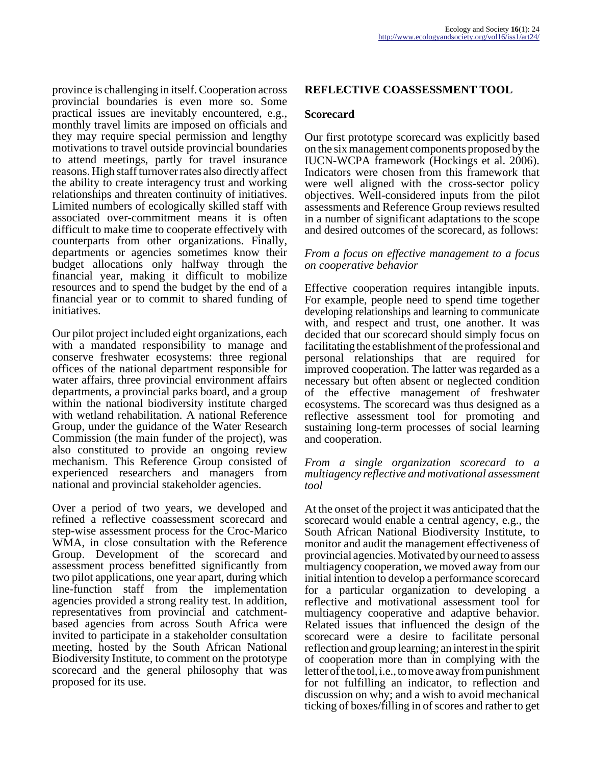province is challenging in itself. Cooperation across provincial boundaries is even more so. Some practical issues are inevitably encountered, e.g., monthly travel limits are imposed on officials and they may require special permission and lengthy motivations to travel outside provincial boundaries to attend meetings, partly for travel insurance reasons. High staff turnover rates also directly affect the ability to create interagency trust and working relationships and threaten continuity of initiatives. Limited numbers of ecologically skilled staff with associated over-commitment means it is often difficult to make time to cooperate effectively with counterparts from other organizations. Finally, departments or agencies sometimes know their budget allocations only halfway through the financial year, making it difficult to mobilize resources and to spend the budget by the end of a financial year or to commit to shared funding of initiatives.

Our pilot project included eight organizations, each with a mandated responsibility to manage and conserve freshwater ecosystems: three regional offices of the national department responsible for water affairs, three provincial environment affairs departments, a provincial parks board, and a group within the national biodiversity institute charged with wetland rehabilitation. A national Reference Group, under the guidance of the Water Research Commission (the main funder of the project), was also constituted to provide an ongoing review mechanism. This Reference Group consisted of experienced researchers and managers from national and provincial stakeholder agencies.

Over a period of two years, we developed and refined a reflective coassessment scorecard and step-wise assessment process for the Croc-Marico WMA, in close consultation with the Reference Group. Development of the scorecard and assessment process benefitted significantly from two pilot applications, one year apart, during which line-function staff from the implementation agencies provided a strong reality test. In addition, representatives from provincial and catchment-based agencies from across South Africa were invited to participate in a stakeholder consultation meeting, hosted by the South African National Biodiversity Institute, to comment on the prototype scorecard and the general philosophy that was proposed for its use.

## REFLECTIVE COASSESSMENT TOOL

### Scorecard

Our first prototype scorecard was explicitly based on the six management components proposed by the IUCN-WCPA framework (Hockings et al. 2006). Indicators were chosen from this framework that were well aligned with the cross-sector policy objectives. Well-considered inputs from the pilot assessments and Reference Group reviews resulted in a number of significant adaptations to the scope and desired outcomes of the scorecard, as follows:

*From a focus on effective management to a focus on cooperative behavior*

Effective cooperation requires intangible inputs. For example, people need to spend time together developing relationships and learning to communicate with, and respect and trust, one another. It was decided that our scorecard should simply focus on facilitating the establishment of the professional and personal relationships that are required for improved cooperation. The latter was regarded as a necessary but often absent or neglected condition of the effective management of freshwater ecosystems. The scorecard was thus designed as a reflective assessment tool for promoting and sustaining long-term processes of social learning and cooperation.

*From a single organization scorecard to a multiagency reflective and motivational assessment tool*

At the onset of the project it was anticipated that the scorecard would enable a central agency, e.g., the South African National Biodiversity Institute, to monitor and audit the management effectiveness of provincial agencies. Motivated by our need to assess multiagency cooperation, we moved away from our initial intention to develop a performance scorecard for a particular organization to developing a reflective and motivational assessment tool for multiagency cooperative and adaptive behavior. Related issues that influenced the design of the scorecard were a desire to facilitate personal reflection and group learning; an interest in the spirit of cooperation more than in complying with the letter of the tool, i.e., to move away from punishment for not fulfilling an indicator, to reflection and discussion on why; and a wish to avoid mechanical ticking of boxes/filling in of scores and rather to get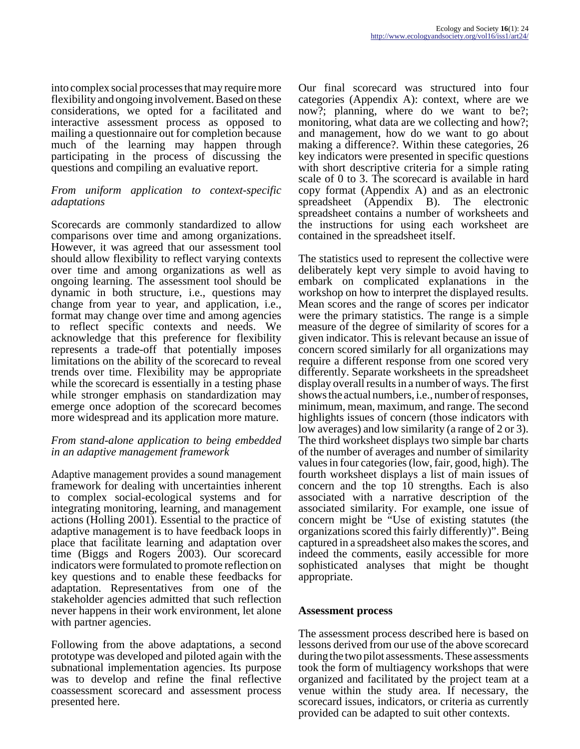into complex social processes that may require more flexibility and ongoing involvement. Based on these considerations, we opted for a facilitated and interactive assessment process as opposed to mailing a questionnaire out for completion because much of the learning may happen through participating in the process of discussing the questions and compiling an evaluative report.

*From uniform application to context-specific adaptations*

Scorecards are commonly standardized to allow comparisons over time and among organizations. However, it was agreed that our assessment tool should allow flexibility to reflect varying contexts over time and among organizations as well as ongoing learning. The assessment tool should be dynamic in both structure, i.e., questions may change from year to year, and application, i.e., format may change over time and among agencies to reflect specific contexts and needs. We acknowledge that this preference for flexibility represents a trade-off that potentially imposes limitations on the ability of the scorecard to reveal trends over time. Flexibility may be appropriate while the scorecard is essentially in a testing phase while stronger emphasis on standardization may emerge once adoption of the scorecard becomes more widespread and its application more mature.

*From stand-alone application to being embedded in an adaptive management framework*

Adaptive management provides a sound management framework for dealing with uncertainties inherent to complex social-ecological systems and for integrating monitoring, learning, and management actions (Holling 2001). Essential to the practice of adaptive management is to have feedback loops in place that facilitate learning and adaptation over time (Biggs and Rogers 2003). Our scorecard indicators were formulated to promote reflection on key questions and to enable these feedbacks for adaptation. Representatives from one of the stakeholder agencies admitted that such reflection never happens in their work environment, let alone with partner agencies.

Following from the above adaptations, a second prototype was developed and piloted again with the subnational implementation agencies. Its purpose was to develop and refine the final reflective coassessment scorecard and assessment process presented here.

Our final scorecard was structured into four categories (Appendix A): context, where are we now?; planning, where do we want to be?; monitoring, what data are we collecting and how?; and management, how do we want to go about making a difference?. Within these categories, 26 key indicators were presented in specific questions with short descriptive criteria for a simple rating scale of 0 to 3. The scorecard is available in hard copy format (Appendix A) and as an electronic spreadsheet (Appendix B). The electronic spreadsheet contains a number of worksheets and the instructions for using each worksheet are contained in the spreadsheet itself.

The statistics used to represent the collective were deliberately kept very simple to avoid having to embark on complicated explanations in the workshop on how to interpret the displayed results. Mean scores and the range of scores per indicator were the primary statistics. The range is a simple measure of the degree of similarity of scores for a given indicator. This is relevant because an issue of concern scored similarly for all organizations may require a different response from one scored very differently. Separate worksheets in the spreadsheet display overall results in a number of ways. The first shows the actual numbers, i.e., number of responses, minimum, mean, maximum, and range. The second highlights issues of concern (those indicators with low averages) and low similarity (a range of 2 or 3). The third worksheet displays two simple bar charts of the number of averages and number of similarity values in four categories (low, fair, good, high). The fourth worksheet displays a list of main issues of concern and the top 10 strengths. Each is also associated with a narrative description of the associated similarity. For example, one issue of concern might be "Use of existing statutes (the organizations scored this fairly differently)". Being captured in a spreadsheet also makes the scores, and indeed the comments, easily accessible for more sophisticated analyses that might be thought appropriate.

## Assessment process

The assessment process described here is based on lessons derived from our use of the above scorecard during the two pilot assessments. These assessments took the form of multiagency workshops that were organized and facilitated by the project team at a venue within the study area. If necessary, the scorecard issues, indicators, or criteria as currently provided can be adapted to suit other contexts.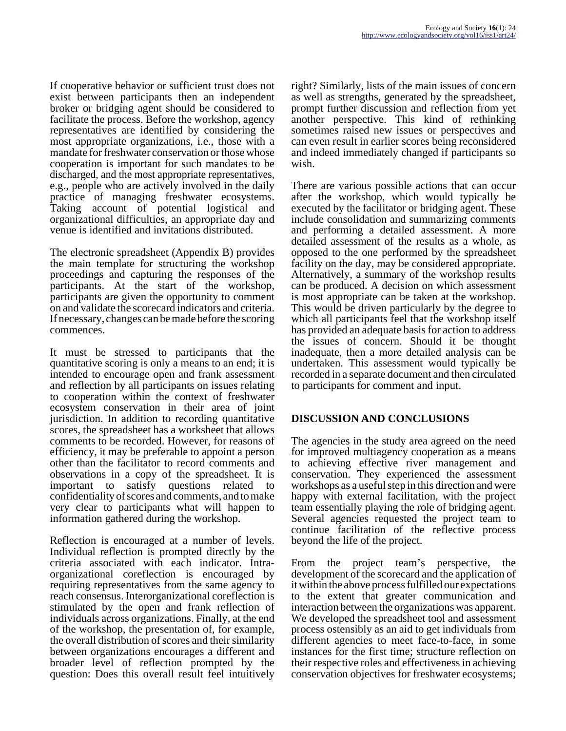If cooperative behavior or sufficient trust does not exist between participants then an independent broker or bridging agent should be considered to facilitate the process. Before the workshop, agency representatives are identified by considering the most appropriate organizations, i.e., those with a mandate for freshwater conservation or those whose cooperation is important for such mandates to be discharged, and the most appropriate representatives, e.g., people who are actively involved in the daily practice of managing freshwater ecosystems. Taking account of potential logistical and organizational difficulties, an appropriate day and venue is identified and invitations distributed.

The electronic spreadsheet (Appendix B) provides the main template for structuring the workshop proceedings and capturing the responses of the participants. At the start of the workshop, participants are given the opportunity to comment on and validate the scorecard indicators and criteria. If necessary, changes can be made before the scoring commences.

It must be stressed to participants that the quantitative scoring is only a means to an end; it is intended to encourage open and frank assessment and reflection by all participants on issues relating to cooperation within the context of freshwater ecosystem conservation in their area of joint jurisdiction. In addition to recording quantitative scores, the spreadsheet has a worksheet that allows comments to be recorded. However, for reasons of efficiency, it may be preferable to appoint a person other than the facilitator to record comments and observations in a copy of the spreadsheet. It is important to satisfy questions related to confidentiality of scores and comments, and to make very clear to participants what will happen to information gathered during the workshop.

Reflection is encouraged at a number of levels. Individual reflection is prompted directly by the criteria associated with each indicator. Intra-organizational coreflection is encouraged by requiring representatives from the same agency to reach consensus. Interorganizational coreflection is stimulated by the open and frank reflection of individuals across organizations. Finally, at the end of the workshop, the presentation of, for example, the overall distribution of scores and their similarity between organizations encourages a different and broader level of reflection prompted by the question: Does this overall result feel intuitively right? Similarly, lists of the main issues of concern as well as strengths, generated by the spreadsheet, prompt further discussion and reflection from yet another perspective. This kind of rethinking sometimes raised new issues or perspectives and can even result in earlier scores being reconsidered and indeed immediately changed if participants so wish.

There are various possible actions that can occur after the workshop, which would typically be executed by the facilitator or bridging agent. These include consolidation and summarizing comments and performing a detailed assessment. A more detailed assessment of the results as a whole, as opposed to the one performed by the spreadsheet facility on the day, may be considered appropriate. Alternatively, a summary of the workshop results can be produced. A decision on which assessment is most appropriate can be taken at the workshop. This would be driven particularly by the degree to which all participants feel that the workshop itself has provided an adequate basis for action to address the issues of concern. Should it be thought inadequate, then a more detailed analysis can be undertaken. This assessment would typically be recorded in a separate document and then circulated to participants for comment and input.

## DISCUSSION AND CONCLUSIONS

The agencies in the study area agreed on the need for improved multiagency cooperation as a means to achieving effective river management and conservation. They experienced the assessment workshops as a useful step in this direction and were happy with external facilitation, with the project team essentially playing the role of bridging agent. Several agencies requested the project team to continue facilitation of the reflective process beyond the life of the project.

From the project team's perspective, the development of the scorecard and the application of it within the above process fulfilled our expectations to the extent that greater communication and interaction between the organizations was apparent. We developed the spreadsheet tool and assessment process ostensibly as an aid to get individuals from different agencies to meet face-to-face, in some instances for the first time; structure reflection on their respective roles and effectiveness in achieving conservation objectives for freshwater ecosystems;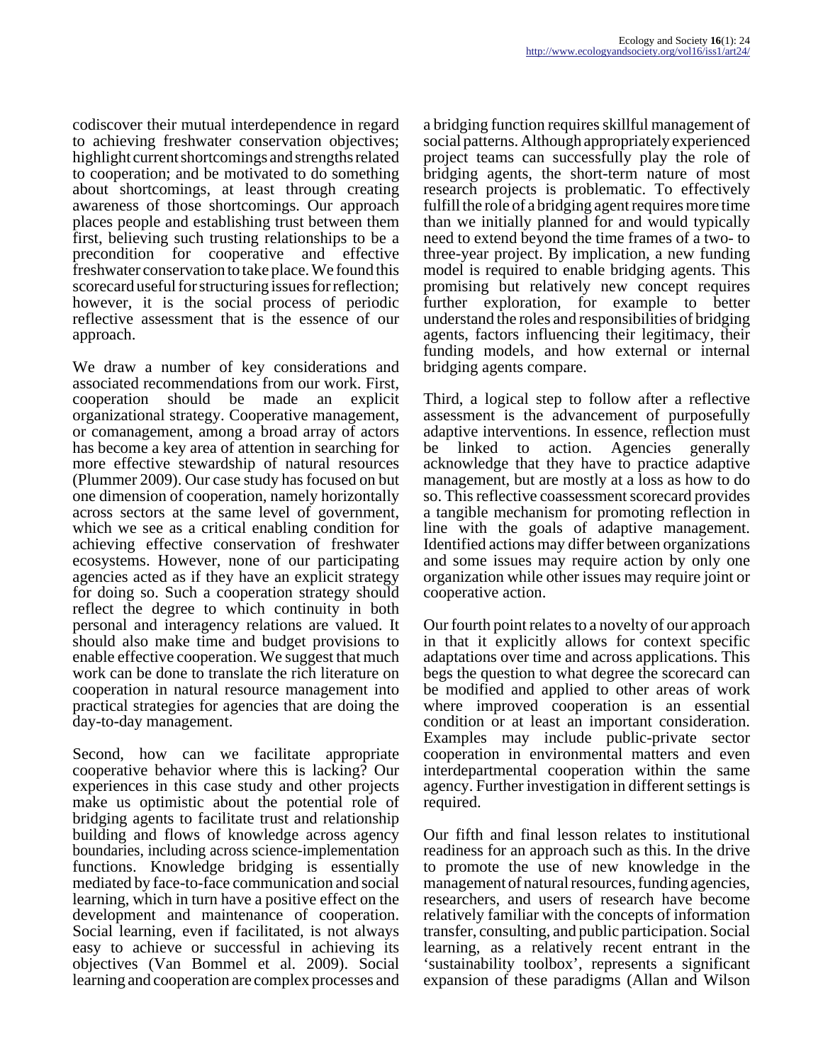codiscover their mutual interdependence in regard to achieving freshwater conservation objectives; highlight current shortcomings and strengths related to cooperation; and be motivated to do something about shortcomings, at least through creating awareness of those shortcomings. Our approach places people and establishing trust between them first, believing such trusting relationships to be a precondition for cooperative and effective freshwater conservation to take place. We found this scorecard useful for structuring issues for reflection; however, it is the social process of periodic reflective assessment that is the essence of our approach.

We draw a number of key considerations and associated recommendations from our work. First, cooperation should be made an explicit organizational strategy. Cooperative management, or comanagement, among a broad array of actors has become a key area of attention in searching for more effective stewardship of natural resources (Plummer 2009). Our case study has focused on but one dimension of cooperation, namely horizontally across sectors at the same level of government, which we see as a critical enabling condition for achieving effective conservation of freshwater ecosystems. However, none of our participating agencies acted as if they have an explicit strategy for doing so. Such a cooperation strategy should reflect the degree to which continuity in both personal and interagency relations are valued. It should also make time and budget provisions to enable effective cooperation. We suggest that much work can be done to translate the rich literature on cooperation in natural resource management into practical strategies for agencies that are doing the day-to-day management.

Second, how can we facilitate appropriate cooperative behavior where this is lacking? Our experiences in this case study and other projects make us optimistic about the potential role of bridging agents to facilitate trust and relationship building and flows of knowledge across agency boundaries, including across science-implementation functions. Knowledge bridging is essentially mediated by face-to-face communication and social learning, which in turn have a positive effect on the development and maintenance of cooperation. Social learning, even if facilitated, is not always easy to achieve or successful in achieving its objectives (Van Bommel et al. 2009). Social learning and cooperation are complex processes and a bridging function requires skillful management of social patterns. Although appropriately experienced project teams can successfully play the role of bridging agents, the short-term nature of most research projects is problematic. To effectively fulfill the role of a bridging agent requires more time than we initially planned for and would typically need to extend beyond the time frames of a two- to three-year project. By implication, a new funding model is required to enable bridging agents. This promising but relatively new concept requires further exploration, for example to better understand the roles and responsibilities of bridging agents, factors influencing their legitimacy, their funding models, and how external or internal bridging agents compare.

Third, a logical step to follow after a reflective assessment is the advancement of purposefully adaptive interventions. In essence, reflection must be linked to action. Agencies generally acknowledge that they have to practice adaptive management, but are mostly at a loss as how to do so. This reflective coassessment scorecard provides a tangible mechanism for promoting reflection in line with the goals of adaptive management. Identified actions may differ between organizations and some issues may require action by only one organization while other issues may require joint or cooperative action.

Our fourth point relates to a novelty of our approach in that it explicitly allows for context specific adaptations over time and across applications. This begs the question to what degree the scorecard can be modified and applied to other areas of work where improved cooperation is an essential condition or at least an important consideration. Examples may include public-private sector cooperation in environmental matters and even interdepartmental cooperation within the same agency. Further investigation in different settings is required.

Our fifth and final lesson relates to institutional readiness for an approach such as this. In the drive to promote the use of new knowledge in the management of natural resources, funding agencies, researchers, and users of research have become relatively familiar with the concepts of information transfer, consulting, and public participation. Social learning, as a relatively recent entrant in the 'sustainability toolbox', represents a significant expansion of these paradigms (Allan and Wilson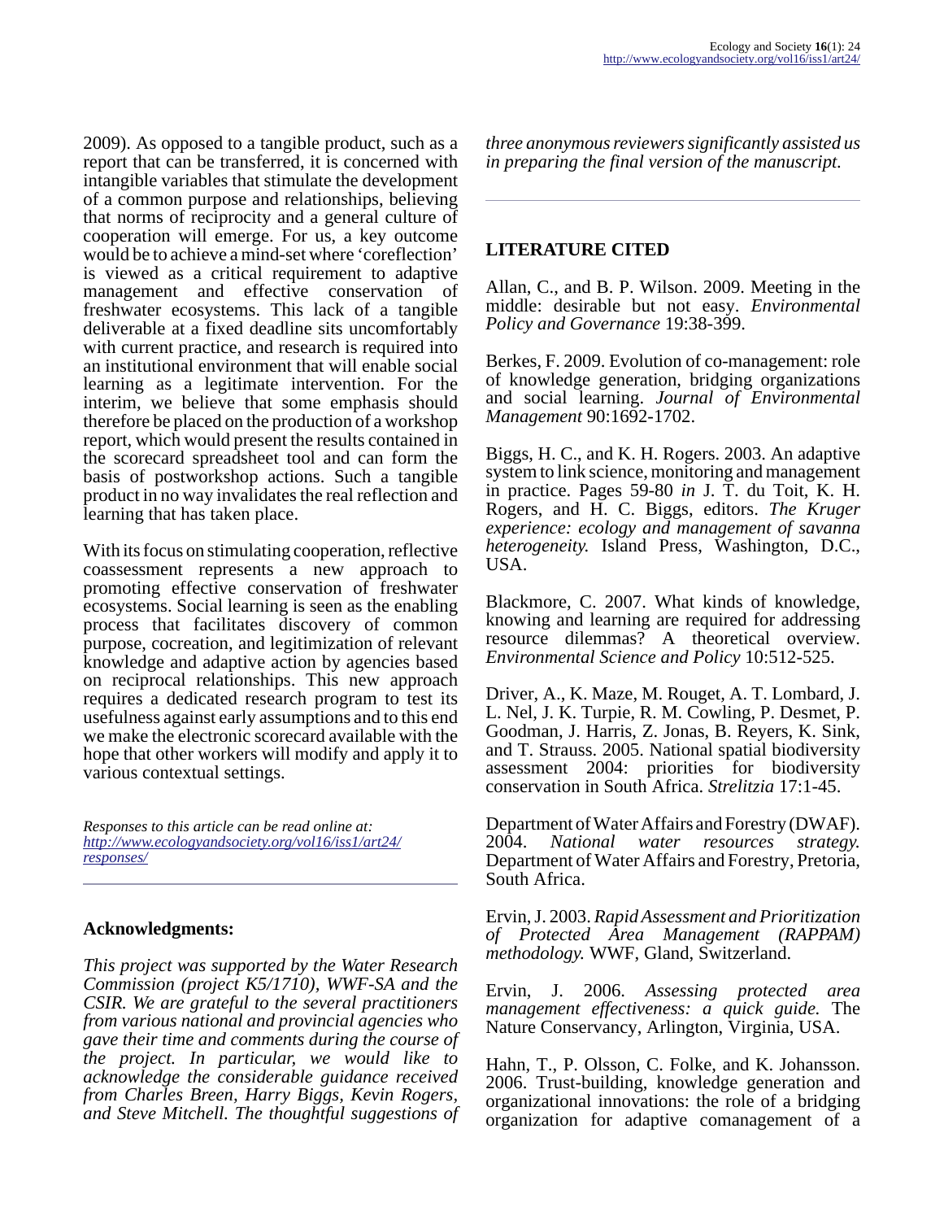2009). As opposed to a tangible product, such as a report that can be transferred, it is concerned with intangible variables that stimulate the development of a common purpose and relationships, believing that norms of reciprocity and a general culture of cooperation will emerge. For us, a key outcome would be to achieve a mind-set where 'coreflection' is viewed as a critical requirement to adaptive management and effective conservation of freshwater ecosystems. This lack of a tangible deliverable at a fixed deadline sits uncomfortably with current practice, and research is required into an institutional environment that will enable social learning as a legitimate intervention. For the interim, we believe that some emphasis should therefore be placed on the production of a workshop report, which would present the results contained in the scorecard spreadsheet tool and can form the basis of postworkshop actions. Such a tangible product in no way invalidates the real reflection and learning that has taken place.

With its focus on stimulating cooperation, reflective coassessment represents a new approach to promoting effective conservation of freshwater ecosystems. Social learning is seen as the enabling process that facilitates discovery of common purpose, cocreation, and legitimization of relevant knowledge and adaptive action by agencies based on reciprocal relationships. This new approach requires a dedicated research program to test its usefulness against early assumptions and to this end we make the electronic scorecard available with the hope that other workers will modify and apply it to various contextual settings.

*Responses to this article can be read online at:* [*http://www.ecologyandsociety.org/vol16/iss1/art24/responses/*](http://www.ecologyandsociety.org/vol16/iss1/art24/responses/)

## Acknowledgments:

*This project was supported by the Water Research Commission (project K5/1710), WWF-SA and the CSIR. We are grateful to the several practitioners from various national and provincial agencies who gave their time and comments during the course of the project. In particular, we would like to acknowledge the considerable guidance received from Charles Breen, Harry Biggs, Kevin Rogers, and Steve Mitchell. The thoughtful suggestions of three anonymous reviewers significantly assisted us in preparing the final version of the manuscript.*

## LITERATURE CITED

Allan, C., and B. P. Wilson. 2009. Meeting in the middle: desirable but not easy. *Environmental Policy and Governance* 19:38-399.

Berkes, F. 2009. Evolution of co-management: role of knowledge generation, bridging organizations and social learning. *Journal of Environmental Management* 90:1692-1702.

Biggs, H. C., and K. H. Rogers. 2003. An adaptive system to link science, monitoring and management in practice. Pages 59-80 *in* J. T. du Toit, K. H. Rogers, and H. C. Biggs, editors. *The Kruger experience: ecology and management of savanna heterogeneity.* Island Press, Washington, D.C., USA.

Blackmore, C. 2007. What kinds of knowledge, knowing and learning are required for addressing resource dilemmas? A theoretical overview. *Environmental Science and Policy* 10:512-525.

Driver, A., K. Maze, M. Rouget, A. T. Lombard, J. L. Nel, J. K. Turpie, R. M. Cowling, P. Desmet, P. Goodman, J. Harris, Z. Jonas, B. Reyers, K. Sink, and T. Strauss. 2005. National spatial biodiversity assessment 2004: priorities for biodiversity conservation in South Africa. *Strelitzia* 17:1-45.

Department of Water Affairs and Forestry (DWAF). 2004. *National water resources strategy.* Department of Water Affairs and Forestry, Pretoria, South Africa.

Ervin, J. 2003. *Rapid Assessment and Prioritization of Protected Area Management (RAPPAM) methodology.* WWF, Gland, Switzerland.

Ervin, J. 2006. *Assessing protected area management effectiveness: a quick guide.* The Nature Conservancy, Arlington, Virginia, USA.

Hahn, T., P. Olsson, C. Folke, and K. Johansson. 2006. Trust-building, knowledge generation and organizational innovations: the role of a bridging organization for adaptive comanagement of a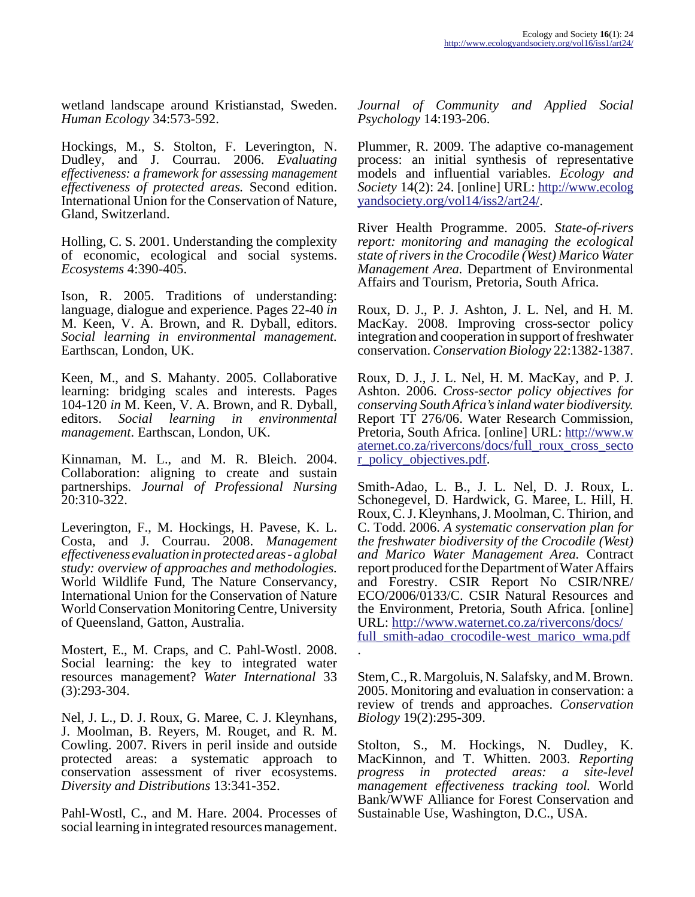wetland landscape around Kristianstad, Sweden. *Human Ecology* 34:573-592.

Hockings, M., S. Stolton, F. Leverington, N. Dudley, and J. Courrau. 2006. *Evaluating effectiveness: a framework for assessing management effectiveness of protected areas.* Second edition. International Union for the Conservation of Nature, Gland, Switzerland.

Holling, C. S. 2001. Understanding the complexity of economic, ecological and social systems. *Ecosystems* 4:390-405.

Ison, R. 2005. Traditions of understanding: language, dialogue and experience. Pages 22-40 *in* M. Keen, V. A. Brown, and R. Dyball, editors. *Social learning in environmental management.* Earthscan, London, UK.

Keen, M., and S. Mahanty. 2005. Collaborative learning: bridging scales and interests. Pages 104-120 *in* M. Keen, V. A. Brown, and R. Dyball, editors. *Social learning in environmental management*. Earthscan, London, UK.

Kinnaman, M. L., and M. R. Bleich. 2004. Collaboration: aligning to create and sustain partnerships. *Journal of Professional Nursing* 20:310-322.

Leverington, F., M. Hockings, H. Pavese, K. L. Costa, and J. Courrau. 2008. *Management effectiveness evaluation in protected areas - a global study: overview of approaches and methodologies.* World Wildlife Fund, The Nature Conservancy, International Union for the Conservation of Nature World Conservation Monitoring Centre, University of Queensland, Gatton, Australia.

Mostert, E., M. Craps, and C. Pahl-Wostl. 2008. Social learning: the key to integrated water resources management? *Water International* 33 (3):293-304.

Nel, J. L., D. J. Roux, G. Maree, C. J. Kleynhans, J. Moolman, B. Reyers, M. Rouget, and R. M. Cowling. 2007. Rivers in peril inside and outside protected areas: a systematic approach to conservation assessment of river ecosystems. *Diversity and Distributions* 13:341-352.

Pahl-Wostl, C., and M. Hare. 2004. Processes of social learning in integrated resources management. *Journal of Community and Applied Social Psychology* 14:193-206.

Plummer, R. 2009. The adaptive co-management process: an initial synthesis of representative models and influential variables. *Ecology and Society* 14(2): 24. [online] URL: http://www.ecologyandsociety.org/vol14/iss2/art24/.

River Health Programme. 2005. *State-of-rivers report: monitoring and managing the ecological state of rivers in the Crocodile (West) Marico Water Management Area.* Department of Environmental Affairs and Tourism, Pretoria, South Africa.

Roux, D. J., P. J. Ashton, J. L. Nel, and H. M. MacKay. 2008. Improving cross-sector policy integration and cooperation in support of freshwater conservation. *Conservation Biology* 22:1382-1387.

Roux, D. J., J. L. Nel, H. M. MacKay, and P. J. Ashton. 2006. *Cross-sector policy objectives for conserving South Africa's inland water biodiversity.* Report TT 276/06. Water Research Commission, Pretoria, South Africa. [online] URL: http://www.waternet.co.za/rivercons/docs/full_roux_cross_sector_policy_objectives.pdf.

Smith-Adao, L. B., J. L. Nel, D. J. Roux, L. Schonegevel, D. Hardwick, G. Maree, L. Hill, H. Roux, C. J. Kleynhans, J. Moolman, C. Thirion, and C. Todd. 2006. *A systematic conservation plan for the freshwater biodiversity of the Crocodile (West) and Marico Water Management Area.* Contract report produced for the Department of Water Affairs and Forestry. CSIR Report No CSIR/NRE/ECO/2006/0133/C. CSIR Natural Resources and the Environment, Pretoria, South Africa. [online] URL: http://www.waternet.co.za/rivercons/docs/full_smith-adao_crocodile-west_marico_wma.pdf.

Stem, C., R. Margoluis, N. Salafsky, and M. Brown. 2005. Monitoring and evaluation in conservation: a review of trends and approaches. *Conservation Biology* 19(2):295-309.

Stolton, S., M. Hockings, N. Dudley, K. MacKinnon, and T. Whitten. 2003. *Reporting progress in protected areas: a site-level management effectiveness tracking tool.* World Bank/WWF Alliance for Forest Conservation and Sustainable Use, Washington, D.C., USA.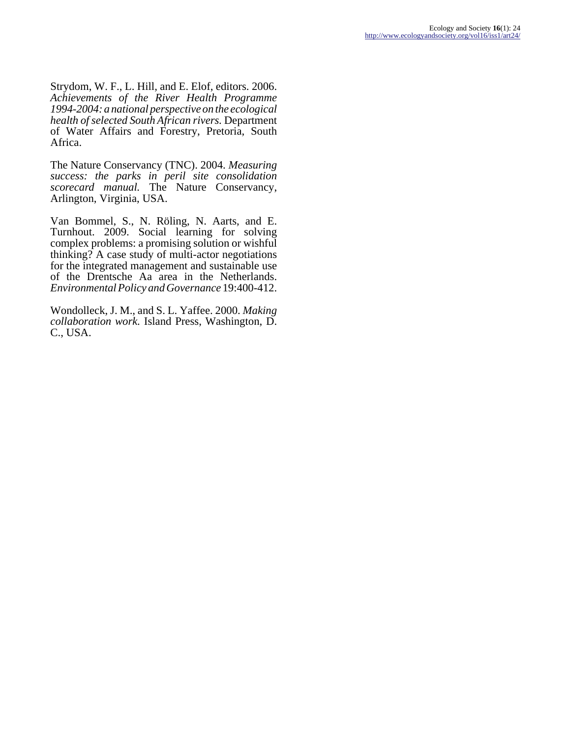Strydom, W. F., L. Hill, and E. Elof, editors. 2006. *Achievements of the River Health Programme 1994-2004: a national perspective on the ecological health of selected South African rivers.* Department of Water Affairs and Forestry, Pretoria, South Africa.

The Nature Conservancy (TNC). 2004. *Measuring success: the parks in peril site consolidation scorecard manual.* The Nature Conservancy, Arlington, Virginia, USA.

Van Bommel, S., N. Röling, N. Aarts, and E. Turnhout. 2009. Social learning for solving complex problems: a promising solution or wishful thinking? A case study of multi-actor negotiations for the integrated management and sustainable use of the Drentsche Aa area in the Netherlands. *Environmental Policy and Governance* 19:400-412.

Wondolleck, J. M., and S. L. Yaffee. 2000. *Making collaboration work.* Island Press, Washington, D. C., USA.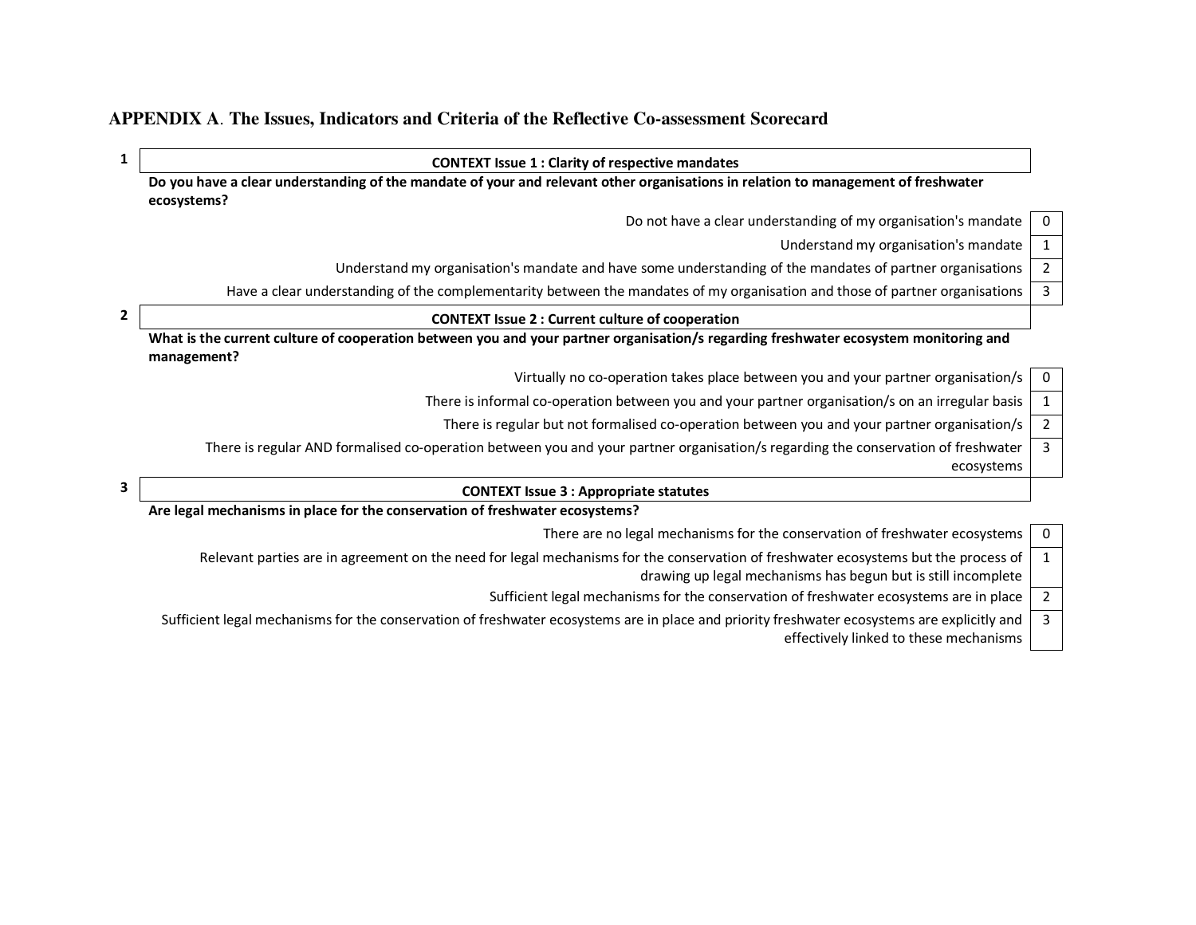# APPENDIX A. The Issues, Indicators and Criteria of the Reflective Co-assessment Scorecard

**1**

| CONTEXT Issue 1 : Clarity of respective mandates | |
|---|---|
| **Do you have a clear understanding of the mandate of your and relevant other organisations in relation to management of freshwater ecosystems?** | |
| Do not have a clear understanding of my organisation's mandate | 0 |
| Understand my organisation's mandate | 1 |
| Understand my organisation's mandate and have some understanding of the mandates of partner organisations | 2 |
| Have a clear understanding of the complementarity between the mandates of my organisation and those of partner organisations | 3 |

**2**

| CONTEXT Issue 2 : Current culture of cooperation | |
|---|---|
| **What is the current culture of cooperation between you and your partner organisation/s regarding freshwater ecosystem monitoring and management?** | |
| Virtually no co-operation takes place between you and your partner organisation/s | 0 |
| There is informal co-operation between you and your partner organisation/s on an irregular basis | 1 |
| There is regular but not formalised co-operation between you and your partner organisation/s | 2 |
| There is regular AND formalised co-operation between you and your partner organisation/s regarding the conservation of freshwater ecosystems | 3 |

**3**

| CONTEXT Issue 3 : Appropriate statutes | |
|---|---|
| **Are legal mechanisms in place for the conservation of freshwater ecosystems?** | |
| There are no legal mechanisms for the conservation of freshwater ecosystems | 0 |
| Relevant parties are in agreement on the need for legal mechanisms for the conservation of freshwater ecosystems but the process of drawing up legal mechanisms has begun but is still incomplete | 1 |
| Sufficient legal mechanisms for the conservation of freshwater ecosystems are in place | 2 |
| Sufficient legal mechanisms for the conservation of freshwater ecosystems are in place and priority freshwater ecosystems are explicitly and effectively linked to these mechanisms | 3 |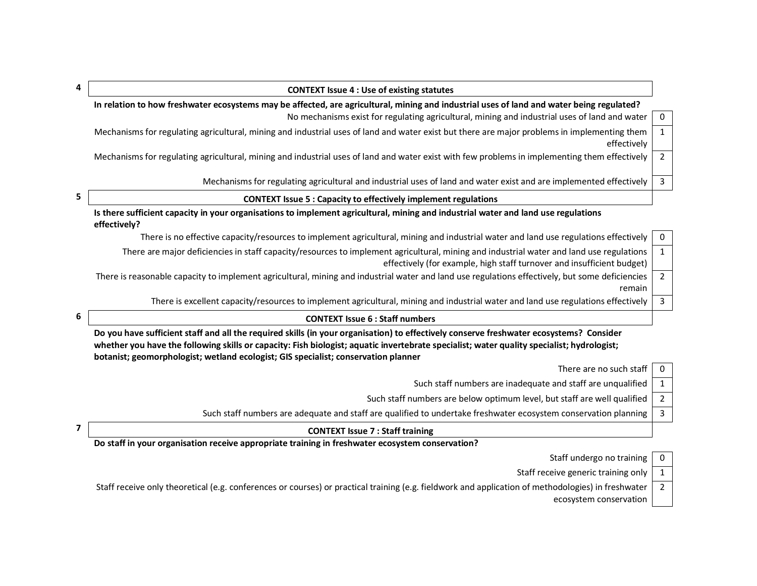**4**

| CONTEXT Issue 4 : Use of existing statutes | |
|---|---|
| **In relation to how freshwater ecosystems may be affected, are agricultural, mining and industrial uses of land and water being regulated?** | |
| No mechanisms exist for regulating agricultural, mining and industrial uses of land and water | 0 |
| Mechanisms for regulating agricultural, mining and industrial uses of land and water exist but there are major problems in implementing them effectively | 1 |
| Mechanisms for regulating agricultural, mining and industrial uses of land and water exist with few problems in implementing them effectively | 2 |
| Mechanisms for regulating agricultural and industrial uses of land and water exist and are implemented effectively | 3 |

**5**

| CONTEXT Issue 5 : Capacity to effectively implement regulations | |
|---|---|
| **Is there sufficient capacity in your organisations to implement agricultural, mining and industrial water and land use regulations effectively?** | |
| There is no effective capacity/resources to implement agricultural, mining and industrial water and land use regulations effectively | 0 |
| There are major deficiencies in staff capacity/resources to implement agricultural, mining and industrial water and land use regulations effectively (for example, high staff turnover and insufficient budget) | 1 |
| There is reasonable capacity to implement agricultural, mining and industrial water and land use regulations effectively, but some deficiencies remain | 2 |
| There is excellent capacity/resources to implement agricultural, mining and industrial water and land use regulations effectively | 3 |

**6**

| CONTEXT Issue 6 : Staff numbers | |
|---|---|
| **Do you have sufficient staff and all the required skills (in your organisation) to effectively conserve freshwater ecosystems? Consider whether you have the following skills or capacity: Fish biologist; aquatic invertebrate specialist; water quality specialist; hydrologist; botanist; geomorphologist; wetland ecologist; GIS specialist; conservation planner** | |
| There are no such staff | 0 |
| Such staff numbers are inadequate and staff are unqualified | 1 |
| Such staff numbers are below optimum level, but staff are well qualified | 2 |
| Such staff numbers are adequate and staff are qualified to undertake freshwater ecosystem conservation planning | 3 |

**7**

| CONTEXT Issue 7 : Staff training | |
|---|---|
| **Do staff in your organisation receive appropriate training in freshwater ecosystem conservation?** | |
| Staff undergo no training | 0 |
| Staff receive generic training only | 1 |
| Staff receive only theoretical (e.g. conferences or courses) or practical training (e.g. fieldwork and application of methodologies) in freshwater ecosystem conservation | 2 |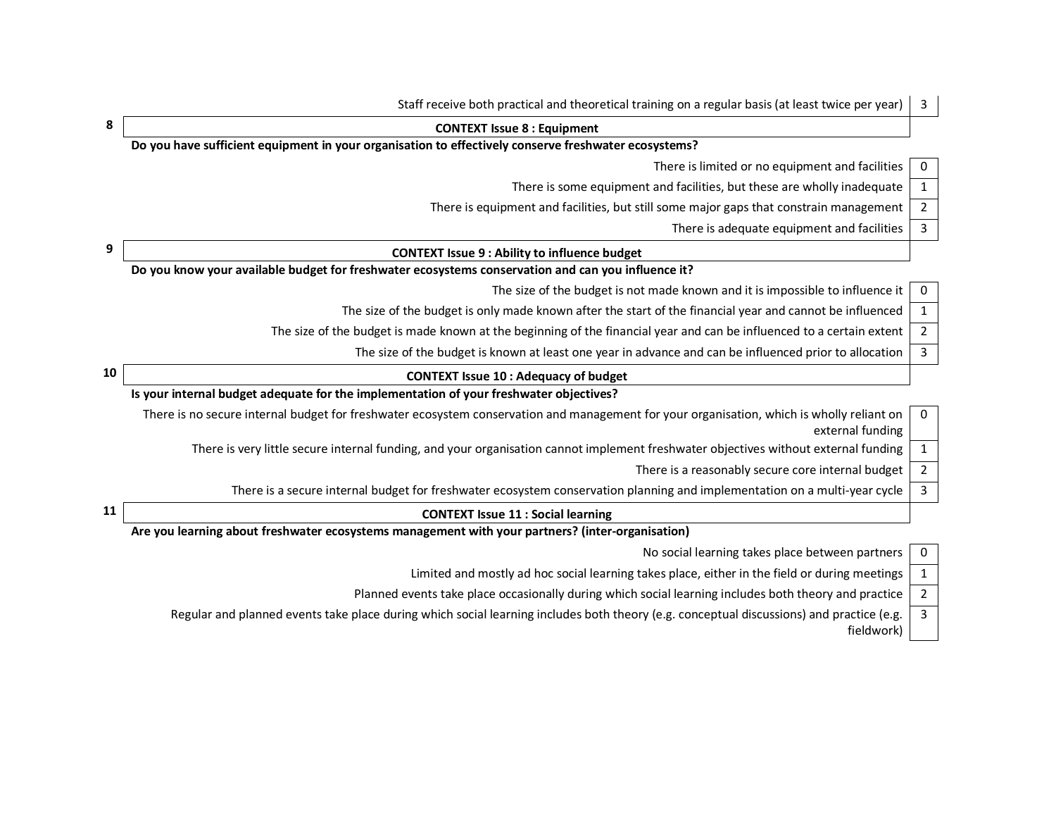| Staff receive both practical and theoretical training on a regular basis (at least twice per year) | 3 |
|---|---|

**8 — CONTEXT Issue 8 : Equipment**

**Do you have sufficient equipment in your organisation to effectively conserve freshwater ecosystems?**

| Response | Score |
|---|---|
| There is limited or no equipment and facilities | 0 |
| There is some equipment and facilities, but these are wholly inadequate | 1 |
| There is equipment and facilities, but still some major gaps that constrain management | 2 |
| There is adequate equipment and facilities | 3 |

**9 — CONTEXT Issue 9 : Ability to influence budget**

**Do you know your available budget for freshwater ecosystems conservation and can you influence it?**

| Response | Score |
|---|---|
| The size of the budget is not made known and it is impossible to influence it | 0 |
| The size of the budget is only made known after the start of the financial year and cannot be influenced | 1 |
| The size of the budget is made known at the beginning of the financial year and can be influenced to a certain extent | 2 |
| The size of the budget is known at least one year in advance and can be influenced prior to allocation | 3 |

**10 — CONTEXT Issue 10 : Adequacy of budget**

**Is your internal budget adequate for the implementation of your freshwater objectives?**

| Response | Score |
|---|---|
| There is no secure internal budget for freshwater ecosystem conservation and management for your organisation, which is wholly reliant on external funding | 0 |
| There is very little secure internal funding, and your organisation cannot implement freshwater objectives without external funding | 1 |
| There is a reasonably secure core internal budget | 2 |
| There is a secure internal budget for freshwater ecosystem conservation planning and implementation on a multi-year cycle | 3 |

**11 — CONTEXT Issue 11 : Social learning**

**Are you learning about freshwater ecosystems management with your partners? (inter-organisation)**

| Response | Score |
|---|---|
| No social learning takes place between partners | 0 |
| Limited and mostly ad hoc social learning takes place, either in the field or during meetings | 1 |
| Planned events take place occasionally during which social learning includes both theory and practice | 2 |
| Regular and planned events take place during which social learning includes both theory (e.g. conceptual discussions) and practice (e.g. fieldwork) | 3 |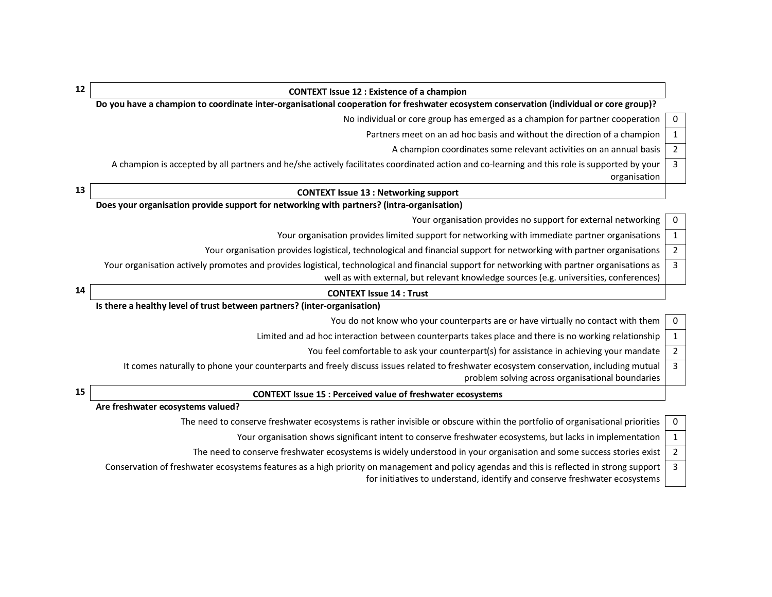**12**

**CONTEXT Issue 12 : Existence of a champion**

**Do you have a champion to coordinate inter-organisational cooperation for freshwater ecosystem conservation (individual or core group)?**

| Description | Score |
|---|---|
| No individual or core group has emerged as a champion for partner cooperation | 0 |
| Partners meet on an ad hoc basis and without the direction of a champion | 1 |
| A champion coordinates some relevant activities on an annual basis | 2 |
| A champion is accepted by all partners and he/she actively facilitates coordinated action and co-learning and this role is supported by your organisation | 3 |

**13**

**CONTEXT Issue 13 : Networking support**

**Does your organisation provide support for networking with partners? (intra-organisation)**

| Description | Score |
|---|---|
| Your organisation provides no support for external networking | 0 |
| Your organisation provides limited support for networking with immediate partner organisations | 1 |
| Your organisation provides logistical, technological and financial support for networking with partner organisations | 2 |
| Your organisation actively promotes and provides logistical, technological and financial support for networking with partner organisations as well as with external, but relevant knowledge sources (e.g. universities, conferences) | 3 |

**14**

**CONTEXT Issue 14 : Trust**

**Is there a healthy level of trust between partners? (inter-organisation)**

| Description | Score |
|---|---|
| You do not know who your counterparts are or have virtually no contact with them | 0 |
| Limited and ad hoc interaction between counterparts takes place and there is no working relationship | 1 |
| You feel comfortable to ask your counterpart(s) for assistance in achieving your mandate | 2 |
| It comes naturally to phone your counterparts and freely discuss issues related to freshwater ecosystem conservation, including mutual problem solving across organisational boundaries | 3 |

**15**

**CONTEXT Issue 15 : Perceived value of freshwater ecosystems**

**Are freshwater ecosystems valued?**

| Description | Score |
|---|---|
| The need to conserve freshwater ecosystems is rather invisible or obscure within the portfolio of organisational priorities | 0 |
| Your organisation shows significant intent to conserve freshwater ecosystems, but lacks in implementation | 1 |
| The need to conserve freshwater ecosystems is widely understood in your organisation and some success stories exist | 2 |
| Conservation of freshwater ecosystems features as a high priority on management and policy agendas and this is reflected in strong support for initiatives to understand, identify and conserve freshwater ecosystems | 3 |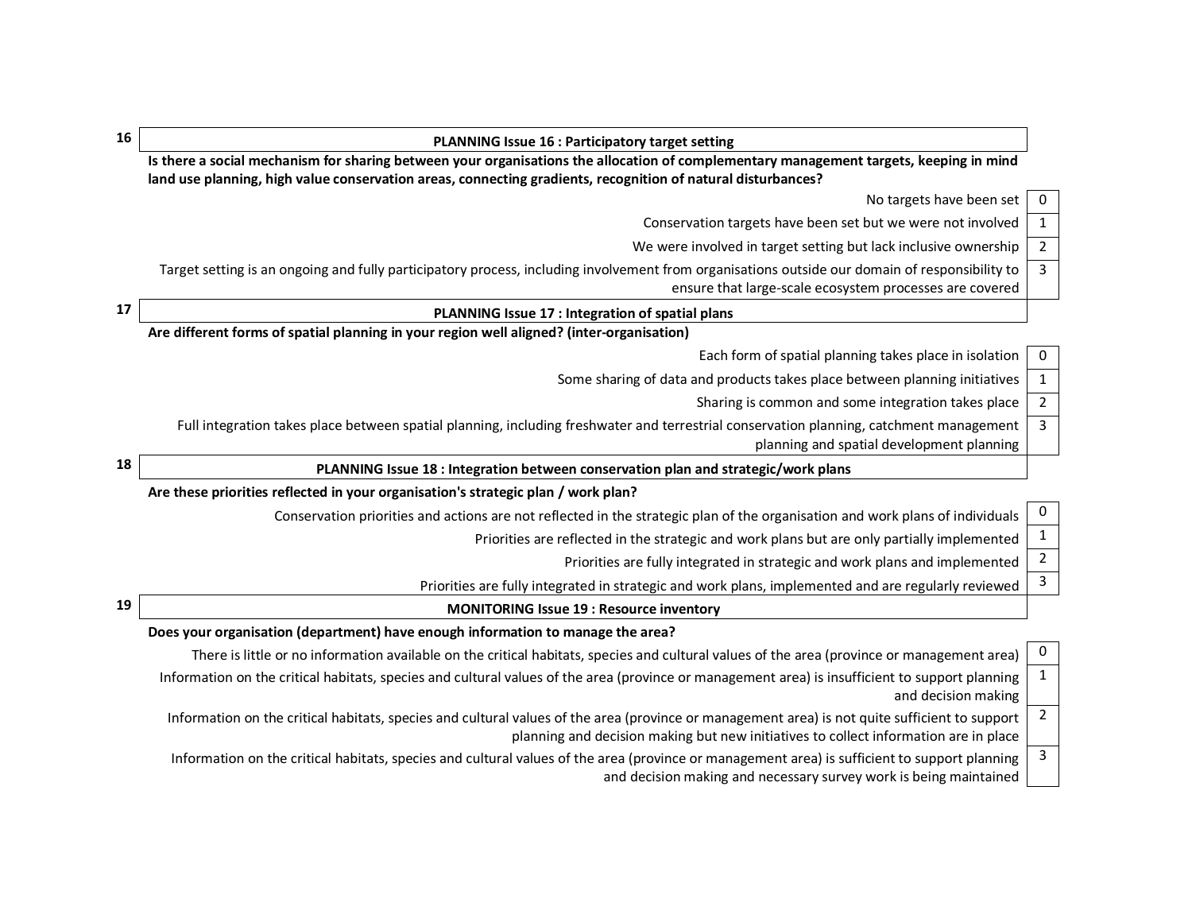**16**

| PLANNING Issue 16 : Participatory target setting | |
|---|---|
| **Is there a social mechanism for sharing between your organisations the allocation of complementary management targets, keeping in mind land use planning, high value conservation areas, connecting gradients, recognition of natural disturbances?** | |
| No targets have been set | 0 |
| Conservation targets have been set but we were not involved | 1 |
| We were involved in target setting but lack inclusive ownership | 2 |
| Target setting is an ongoing and fully participatory process, including involvement from organisations outside our domain of responsibility to ensure that large-scale ecosystem processes are covered | 3 |

**17**

| PLANNING Issue 17 : Integration of spatial plans | |
|---|---|
| **Are different forms of spatial planning in your region well aligned? (inter-organisation)** | |
| Each form of spatial planning takes place in isolation | 0 |
| Some sharing of data and products takes place between planning initiatives | 1 |
| Sharing is common and some integration takes place | 2 |
| Full integration takes place between spatial planning, including freshwater and terrestrial conservation planning, catchment management planning and spatial development planning | 3 |

**18**

| PLANNING Issue 18 : Integration between conservation plan and strategic/work plans | |
|---|---|
| **Are these priorities reflected in your organisation's strategic plan / work plan?** | |
| Conservation priorities and actions are not reflected in the strategic plan of the organisation and work plans of individuals | 0 |
| Priorities are reflected in the strategic and work plans but are only partially implemented | 1 |
| Priorities are fully integrated in strategic and work plans and implemented | 2 |
| Priorities are fully integrated in strategic and work plans, implemented and are regularly reviewed | 3 |

**19**

| MONITORING Issue 19 : Resource inventory | |
|---|---|
| **Does your organisation (department) have enough information to manage the area?** | |
| There is little or no information available on the critical habitats, species and cultural values of the area (province or management area) | 0 |
| Information on the critical habitats, species and cultural values of the area (province or management area) is insufficient to support planning and decision making | 1 |
| Information on the critical habitats, species and cultural values of the area (province or management area) is not quite sufficient to support planning and decision making but new initiatives to collect information are in place | 2 |
| Information on the critical habitats, species and cultural values of the area (province or management area) is sufficient to support planning and decision making and necessary survey work is being maintained | 3 |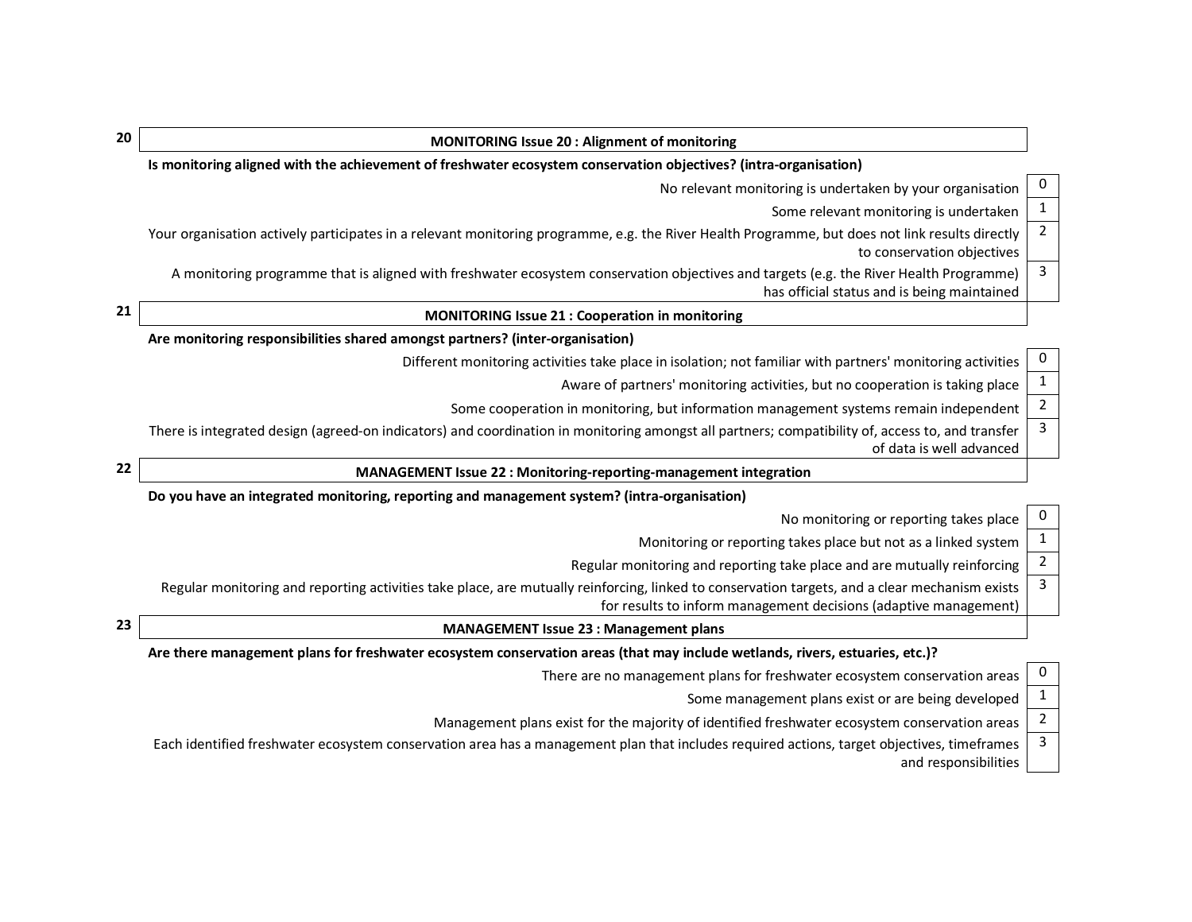**20**

**MONITORING Issue 20 : Alignment of monitoring**

**Is monitoring aligned with the achievement of freshwater ecosystem conservation objectives? (intra-organisation)**

| Description | Score |
|---|---|
| No relevant monitoring is undertaken by your organisation | 0 |
| Some relevant monitoring is undertaken | 1 |
| Your organisation actively participates in a relevant monitoring programme, e.g. the River Health Programme, but does not link results directly to conservation objectives | 2 |
| A monitoring programme that is aligned with freshwater ecosystem conservation objectives and targets (e.g. the River Health Programme) has official status and is being maintained | 3 |

**21**

**MONITORING Issue 21 : Cooperation in monitoring**

**Are monitoring responsibilities shared amongst partners? (inter-organisation)**

| Description | Score |
|---|---|
| Different monitoring activities take place in isolation; not familiar with partners' monitoring activities | 0 |
| Aware of partners' monitoring activities, but no cooperation is taking place | 1 |
| Some cooperation in monitoring, but information management systems remain independent | 2 |
| There is integrated design (agreed-on indicators) and coordination in monitoring amongst all partners; compatibility of, access to, and transfer of data is well advanced | 3 |

**22**

**MANAGEMENT Issue 22 : Monitoring-reporting-management integration**

**Do you have an integrated monitoring, reporting and management system? (intra-organisation)**

| Description | Score |
|---|---|
| No monitoring or reporting takes place | 0 |
| Monitoring or reporting takes place but not as a linked system | 1 |
| Regular monitoring and reporting take place and are mutually reinforcing | 2 |
| Regular monitoring and reporting activities take place, are mutually reinforcing, linked to conservation targets, and a clear mechanism exists for results to inform management decisions (adaptive management) | 3 |

**23**

**MANAGEMENT Issue 23 : Management plans**

**Are there management plans for freshwater ecosystem conservation areas (that may include wetlands, rivers, estuaries, etc.)?**

| Description | Score |
|---|---|
| There are no management plans for freshwater ecosystem conservation areas | 0 |
| Some management plans exist or are being developed | 1 |
| Management plans exist for the majority of identified freshwater ecosystem conservation areas | 2 |
| Each identified freshwater ecosystem conservation area has a management plan that includes required actions, target objectives, timeframes and responsibilities | 3 |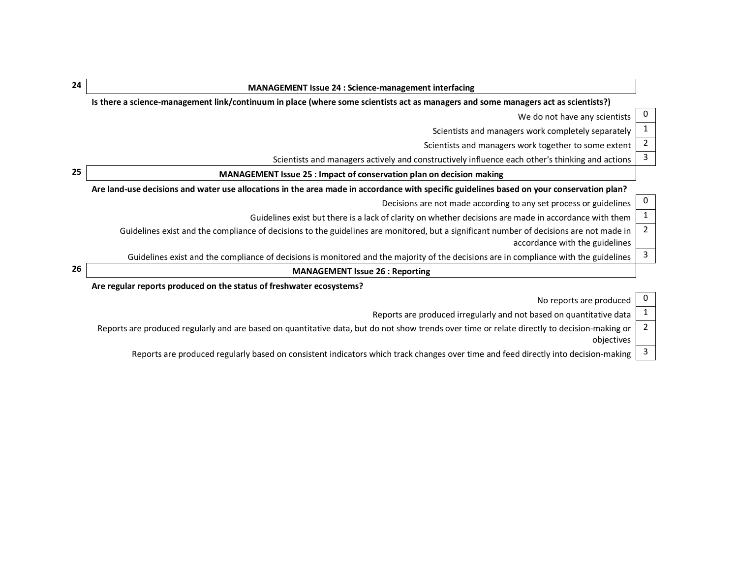**24** **MANAGEMENT Issue 24 : Science-management interfacing**

**Is there a science-management link/continuum in place (where some scientists act as managers and some managers act as scientists?)**

| Response | Score |
|---|---|
| We do not have any scientists | 0 |
| Scientists and managers work completely separately | 1 |
| Scientists and managers work together to some extent | 2 |
| Scientists and managers actively and constructively influence each other's thinking and actions | 3 |

**25** **MANAGEMENT Issue 25 : Impact of conservation plan on decision making**

**Are land-use decisions and water use allocations in the area made in accordance with specific guidelines based on your conservation plan?**

| Response | Score |
|---|---|
| Decisions are not made according to any set process or guidelines | 0 |
| Guidelines exist but there is a lack of clarity on whether decisions are made in accordance with them | 1 |
| Guidelines exist and the compliance of decisions to the guidelines are monitored, but a significant number of decisions are not made in accordance with the guidelines | 2 |
| Guidelines exist and the compliance of decisions is monitored and the majority of the decisions are in compliance with the guidelines | 3 |

**26** **MANAGEMENT Issue 26 : Reporting**

**Are regular reports produced on the status of freshwater ecosystems?**

| Response | Score |
|---|---|
| No reports are produced | 0 |
| Reports are produced irregularly and not based on quantitative data | 1 |
| Reports are produced regularly and are based on quantitative data, but do not show trends over time or relate directly to decision-making or objectives | 2 |
| Reports are produced regularly based on consistent indicators which track changes over time and feed directly into decision-making | 3 |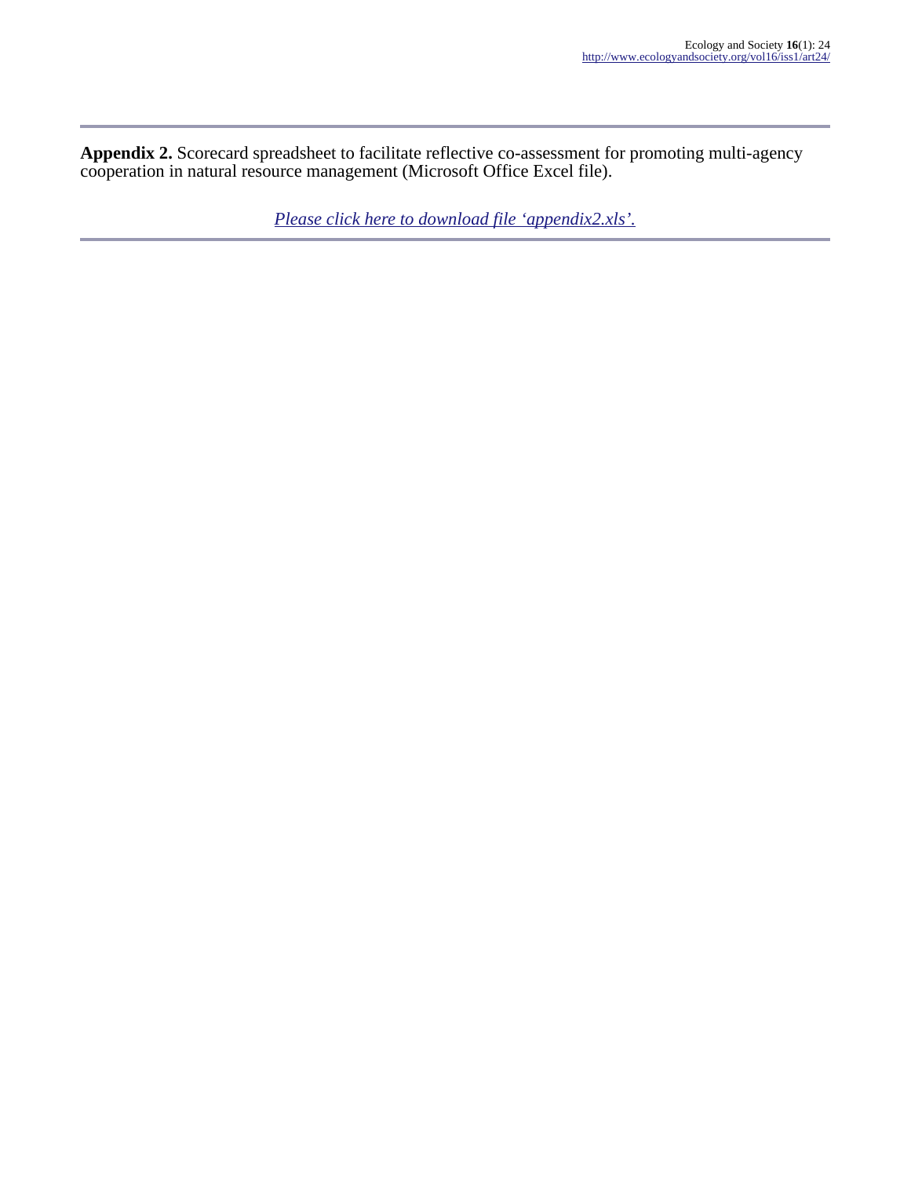**Appendix 2.** Scorecard spreadsheet to facilitate reflective co-assessment for promoting multi-agency cooperation in natural resource management (Microsoft Office Excel file).

*Please click here to download file 'appendix2.xls'.*